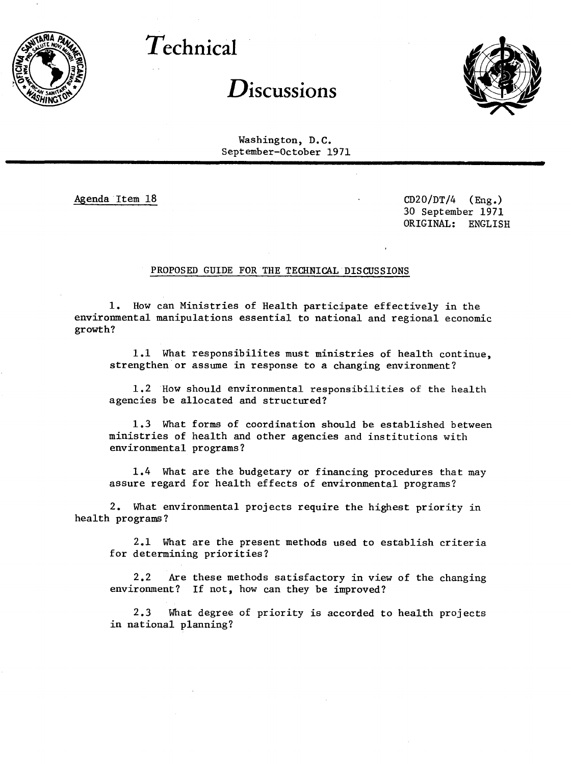# *Technical*

# *Discussions*

Washington, D.C.
September-October 1971

Agenda Item 18

CD20/DT/4 (Eng.)
30 September 1971
ORIGINAL: ENGLISH

## PROPOSED GUIDE FOR THE TECHNICAL DISCUSSIONS

1. How can Ministries of Health participate effectively in the environmental manipulations essential to national and regional economic growth?

   1.1 What responsibilites must ministries of health continue, strengthen or assume in response to a changing environment?

   1.2 How should environmental responsibilities of the health agencies be allocated and structured?

   1.3 What forms of coordination should be established between ministries of health and other agencies and institutions with environmental programs?

   1.4 What are the budgetary or financing procedures that may assure regard for health effects of environmental programs?

2. What environmental projects require the highest priority in health programs?

   2.1 What are the present methods used to establish criteria for determining priorities?

   2.2 Are these methods satisfactory in view of the changing environment? If not, how can they be improved?

   2.3 What degree of priority is accorded to health projects in national planning?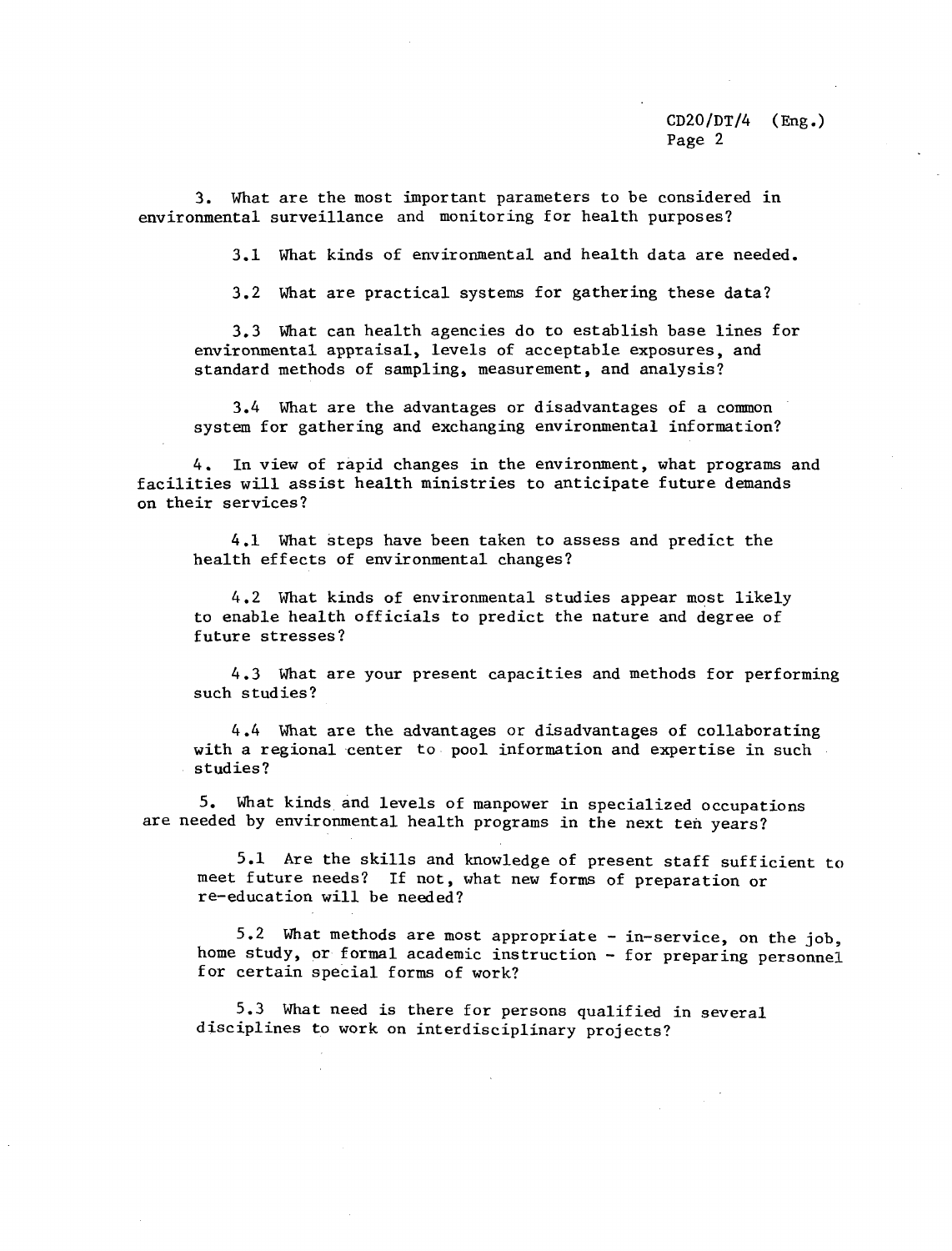3. What are the most important parameters to be considered in environmental surveillance and monitoring for health purposes?

3.1 What kinds of environmental and health data are needed.

3.2 What are practical systems for gathering these data?

3.3 What can health agencies do to establish base lines for environmental appraisal, levels of acceptable exposures, and standard methods of sampling, measurement, and analysis?

3.4 What are the advantages or disadvantages of a common system for gathering and exchanging environmental information?

4. In view of rapid changes in the environment, what programs and facilities will assist health ministries to anticipate future demands on their services?

4.1 What steps have been taken to assess and predict the health effects of environmental changes?

4.2 What kinds of environmental studies appear most likely to enable health officials to predict the nature and degree of future stresses?

4.3 What are your present capacities and methods for performing such studies?

4.4 What are the advantages or disadvantages of collaborating with a regional center to pool information and expertise in such studies?

5. What kinds and levels of manpower in specialized occupations are needed by environmental health programs in the next ten years?

5.1 Are the skills and knowledge of present staff sufficient to meet future needs? If not, what new forms of preparation or re-education will be needed?

5.2 What methods are most appropriate - in-service, on the job, home study, or formal academic instruction - for preparing personnel for certain special forms of work?

5.3 What need is there for persons qualified in several disciplines to work on interdisciplinary projects?